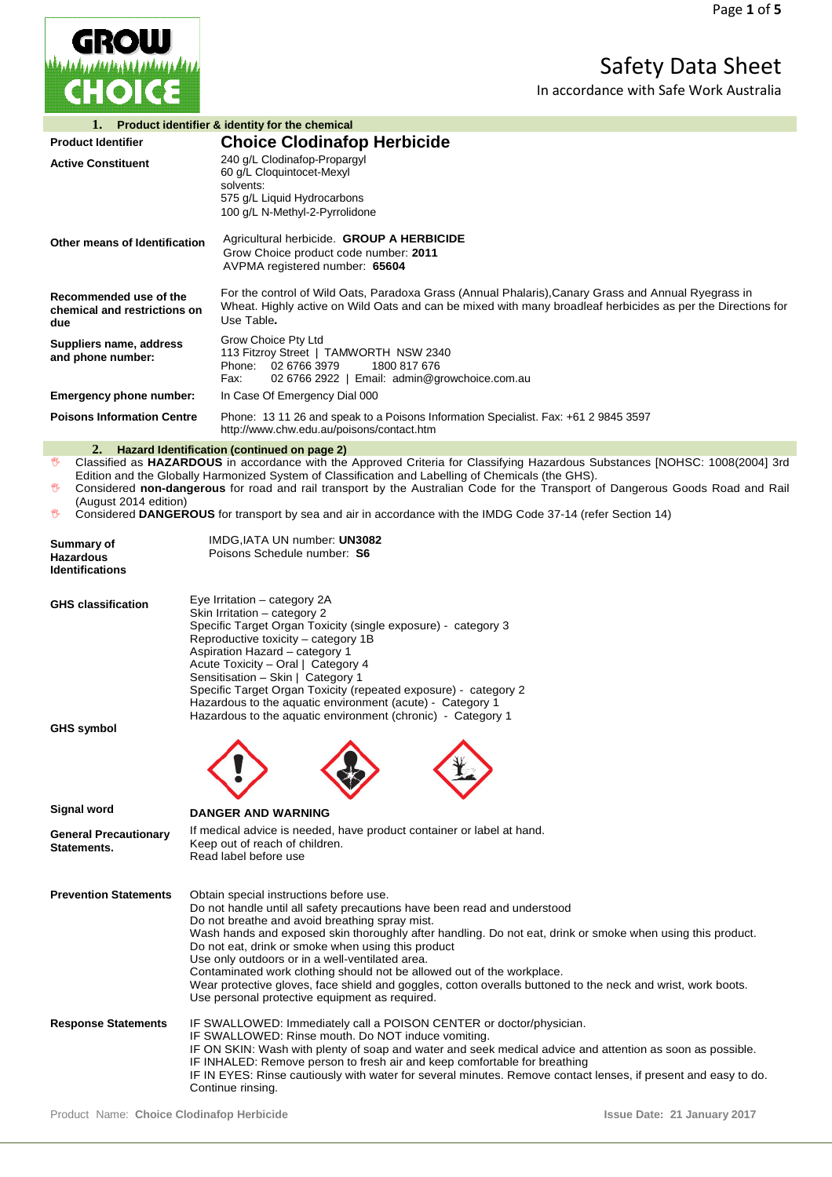# Safety Data Sheet

In accordance with Safe Work Australia

## 1. Product identifier & identity for the chemical

| | |
|---|---|
| **Product Identifier** | **Choice Clodinafop Herbicide** |
| **Active Constituent** | 240 g/L Clodinafop-Propargyl<br>60 g/L Cloquintocet-Mexyl<br>solvents:<br>575 g/L Liquid Hydrocarbons<br>100 g/L N-Methyl-2-Pyrrolidone |
| **Other means of Identification** | Agricultural herbicide. **GROUP A HERBICIDE**<br>Grow Choice product code number: **2011**<br>AVPMA registered number: **65604** |
| **Recommended use of the chemical and restrictions on due** | For the control of Wild Oats, Paradoxa Grass (Annual Phalaris),Canary Grass and Annual Ryegrass in Wheat. Highly active on Wild Oats and can be mixed with many broadleaf herbicides as per the Directions for Use Table**.** |
| **Suppliers name, address and phone number:** | Grow Choice Pty Ltd<br>113 Fitzroy Street \| TAMWORTH NSW 2340<br>Phone: 02 6766 3979 1800 817 676<br>Fax: 02 6766 2922 \| Email: admin@growchoice.com.au |
| **Emergency phone number:** | In Case Of Emergency Dial 000 |
| **Poisons Information Centre** | Phone: 13 11 26 and speak to a Poisons Information Specialist. Fax: +61 2 9845 3597<br>http://www.chw.edu.au/poisons/contact.htm |

## 2. Hazard Identification (continued on page 2)

- Classified as **HAZARDOUS** in accordance with the Approved Criteria for Classifying Hazardous Substances [NOHSC: 1008(2004] 3rd Edition and the Globally Harmonized System of Classification and Labelling of Chemicals (the GHS).
- Considered **non-dangerous** for road and rail transport by the Australian Code for the Transport of Dangerous Goods Road and Rail (August 2014 edition)
- Considered **DANGEROUS** for transport by sea and air in accordance with the IMDG Code 37-14 (refer Section 14)

| | |
|---|---|
| **Summary of Hazardous Identifications** | IMDG,IATA UN number: **UN3082**<br>Poisons Schedule number: **S6** |
| **GHS classification** | Eye Irritation – category 2A<br>Skin Irritation – category 2<br>Specific Target Organ Toxicity (single exposure) - category 3<br>Reproductive toxicity – category 1B<br>Aspiration Hazard – category 1<br>Acute Toxicity – Oral \| Category 4<br>Sensitisation – Skin \| Category 1<br>Specific Target Organ Toxicity (repeated exposure) - category 2<br>Hazardous to the aquatic environment (acute) - Category 1<br>Hazardous to the aquatic environment (chronic) - Category 1 |
| **GHS symbol** | |
| **Signal word** | **DANGER AND WARNING** |
| **General Precautionary Statements.** | If medical advice is needed, have product container or label at hand.<br>Keep out of reach of children.<br>Read label before use |
| **Prevention Statements** | Obtain special instructions before use.<br>Do not handle until all safety precautions have been read and understood<br>Do not breathe and avoid breathing spray mist.<br>Wash hands and exposed skin thoroughly after handling. Do not eat, drink or smoke when using this product.<br>Do not eat, drink or smoke when using this product<br>Use only outdoors or in a well-ventilated area.<br>Contaminated work clothing should not be allowed out of the workplace.<br>Wear protective gloves, face shield and goggles, cotton overalls buttoned to the neck and wrist, work boots.<br>Use personal protective equipment as required. |
| **Response Statements** | IF SWALLOWED: Immediately call a POISON CENTER or doctor/physician.<br>IF SWALLOWED: Rinse mouth. Do NOT induce vomiting.<br>IF ON SKIN: Wash with plenty of soap and water and seek medical advice and attention as soon as possible.<br>IF INHALED: Remove person to fresh air and keep comfortable for breathing<br>IF IN EYES: Rinse cautiously with water for several minutes. Remove contact lenses, if present and easy to do. Continue rinsing. |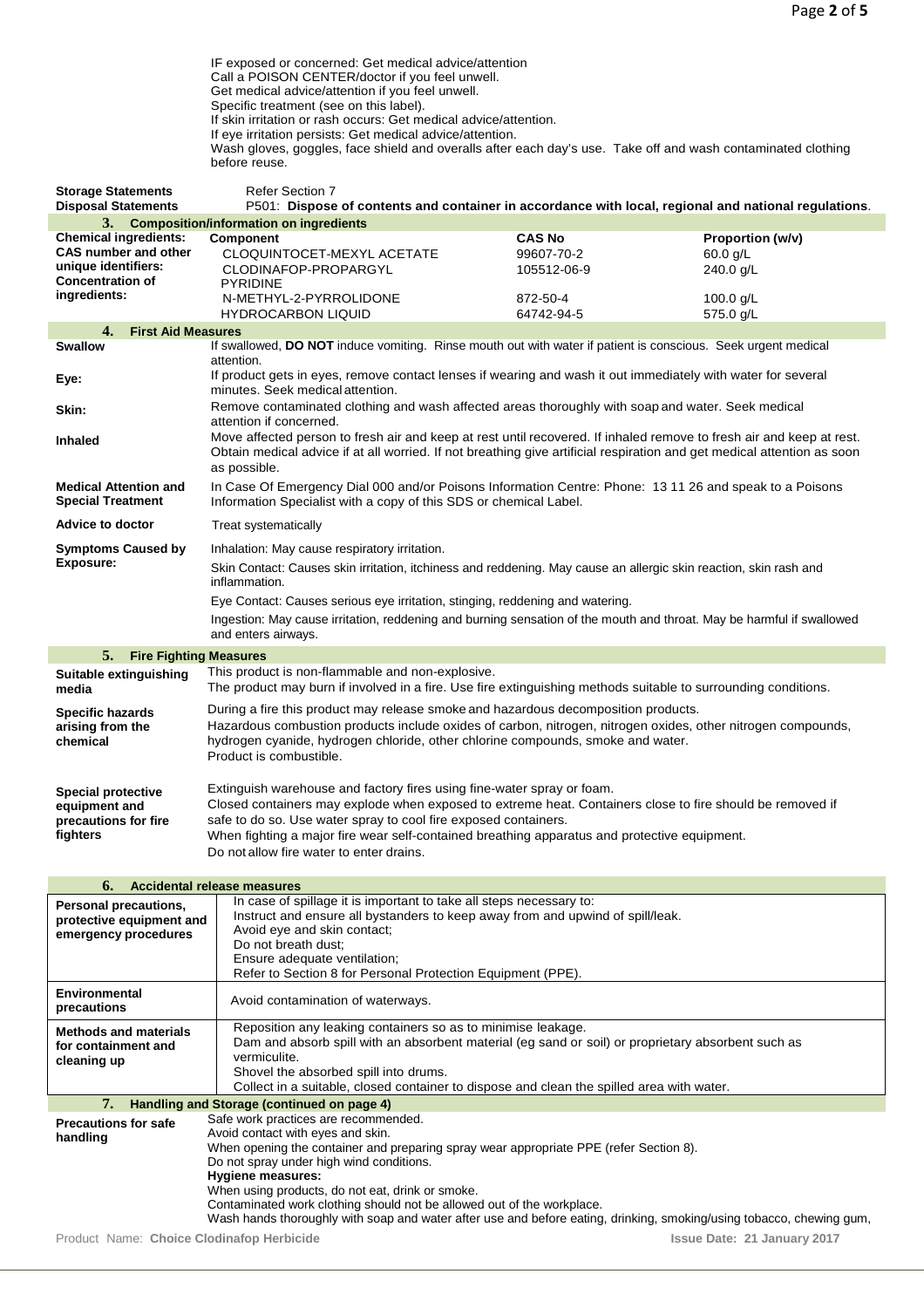IF exposed or concerned: Get medical advice/attention
Call a POISON CENTER/doctor if you feel unwell.
Get medical advice/attention if you feel unwell.
Specific treatment (see on this label).
If skin irritation or rash occurs: Get medical advice/attention.
If eye irritation persists: Get medical advice/attention.
Wash gloves, goggles, face shield and overalls after each day's use. Take off and wash contaminated clothing before reuse.

| | |
|---|---|
| **Storage Statements** | Refer Section 7 |
| **Disposal Statements** | P501: **Dispose of contents and container in accordance with local, regional and national regulations**. |

## 3. Composition/information on ingredients

**Chemical ingredients: CAS number and other unique identifiers: Concentration of ingredients:**

| Component | CAS No | Proportion (w/v) |
|---|---|---|
| CLOQUINTOCET-MEXYL ACETATE | 99607-70-2 | 60.0 g/L |
| CLODINAFOP-PROPARGYL | 105512-06-9 | 240.0 g/L |
| PYRIDINE | | |
| N-METHYL-2-PYRROLIDONE | 872-50-4 | 100.0 g/L |
| HYDROCARBON LIQUID | 64742-94-5 | 575.0 g/L |

## 4. First Aid Measures

| | |
|---|---|
| **Swallow** | If swallowed, **DO NOT** induce vomiting. Rinse mouth out with water if patient is conscious. Seek urgent medical attention. |
| **Eye:** | If product gets in eyes, remove contact lenses if wearing and wash it out immediately with water for several minutes. Seek medical attention. |
| **Skin:** | Remove contaminated clothing and wash affected areas thoroughly with soap and water. Seek medical attention if concerned. |
| **Inhaled** | Move affected person to fresh air and keep at rest until recovered. If inhaled remove to fresh air and keep at rest. Obtain medical advice if at all worried. If not breathing give artificial respiration and get medical attention as soon as possible. |
| **Medical Attention and Special Treatment** | In Case Of Emergency Dial 000 and/or Poisons Information Centre: Phone: 13 11 26 and speak to a Poisons Information Specialist with a copy of this SDS or chemical Label. |
| **Advice to doctor** | Treat systematically |
| **Symptoms Caused by Exposure:** | Inhalation: May cause respiratory irritation.<br>Skin Contact: Causes skin irritation, itchiness and reddening. May cause an allergic skin reaction, skin rash and inflammation.<br>Eye Contact: Causes serious eye irritation, stinging, reddening and watering.<br>Ingestion: May cause irritation, reddening and burning sensation of the mouth and throat. May be harmful if swallowed and enters airways. |

## 5. Fire Fighting Measures

| | |
|---|---|
| **Suitable extinguishing media** | This product is non-flammable and non-explosive.<br>The product may burn if involved in a fire. Use fire extinguishing methods suitable to surrounding conditions. |
| **Specific hazards arising from the chemical** | During a fire this product may release smoke and hazardous decomposition products.<br>Hazardous combustion products include oxides of carbon, nitrogen, nitrogen oxides, other nitrogen compounds, hydrogen cyanide, hydrogen chloride, other chlorine compounds, smoke and water.<br>Product is combustible. |
| **Special protective equipment and precautions for fire fighters** | Extinguish warehouse and factory fires using fine-water spray or foam.<br>Closed containers may explode when exposed to extreme heat. Containers close to fire should be removed if safe to do so. Use water spray to cool fire exposed containers.<br>When fighting a major fire wear self-contained breathing apparatus and protective equipment.<br>Do not allow fire water to enter drains. |

## 6. Accidental release measures

| | |
|---|---|
| **Personal precautions, protective equipment and emergency procedures** | In case of spillage it is important to take all steps necessary to:<br>Instruct and ensure all bystanders to keep away from and upwind of spill/leak.<br>Avoid eye and skin contact;<br>Do not breath dust;<br>Ensure adequate ventilation;<br>Refer to Section 8 for Personal Protection Equipment (PPE). |
| **Environmental precautions** | Avoid contamination of waterways. |
| **Methods and materials for containment and cleaning up** | Reposition any leaking containers so as to minimise leakage.<br>Dam and absorb spill with an absorbent material (eg sand or soil) or proprietary absorbent such as vermiculite.<br>Shovel the absorbed spill into drums.<br>Collect in a suitable, closed container to dispose and clean the spilled area with water. |

## 7. Handling and Storage (continued on page 4)

| | |
|---|---|
| **Precautions for safe handling** | Safe work practices are recommended.<br>Avoid contact with eyes and skin.<br>When opening the container and preparing spray wear appropriate PPE (refer Section 8).<br>Do not spray under high wind conditions.<br>**Hygiene measures:**<br>When using products, do not eat, drink or smoke.<br>Contaminated work clothing should not be allowed out of the workplace.<br>Wash hands thoroughly with soap and water after use and before eating, drinking, smoking/using tobacco, chewing gum, |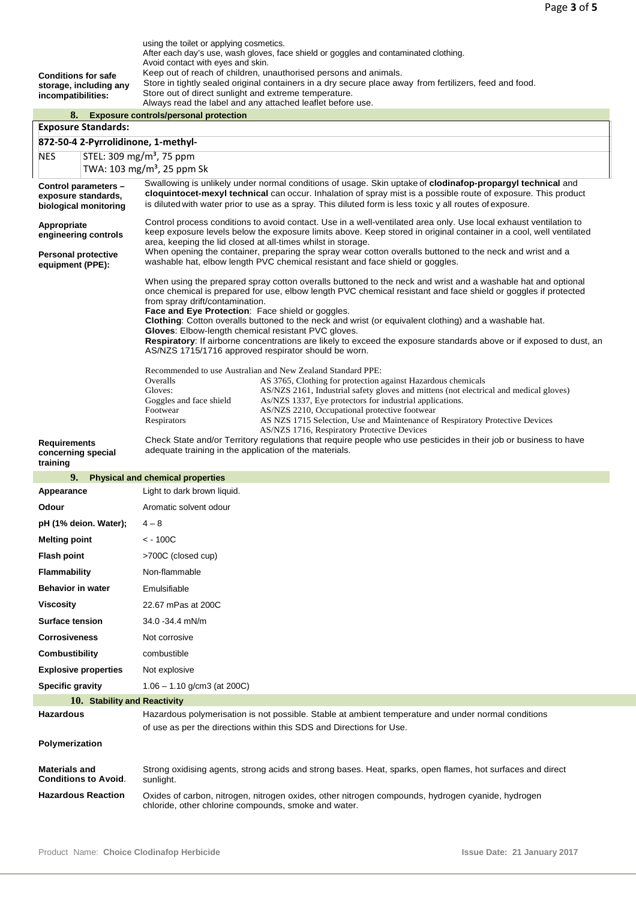| | |
|---|---|
| **Conditions for safe storage, including any incompatibilities:** | using the toilet or applying cosmetics.<br>After each day's use, wash gloves, face shield or goggles and contaminated clothing.<br>Avoid contact with eyes and skin.<br>Keep out of reach of children, unauthorised persons and animals.<br>Store in tightly sealed original containers in a dry secure place away from fertilizers, feed and food.<br>Store out of direct sunlight and extreme temperature.<br>Always read the label and any attached leaflet before use. |

## 8. Exposure controls/personal protection

**Exposure Standards:**

**872-50-4 2-Pyrrolidinone, 1-methyl-**

| | |
|---|---|
| NES | STEL: 309 mg/m³, 75 ppm<br>TWA: 103 mg/m³, 25 ppm Sk |

| | |
|---|---|
| **Control parameters – exposure standards, biological monitoring** | Swallowing is unlikely under normal conditions of usage. Skin uptake of **clodinafop-propargyl technical** and **cloquintocet-mexyl technical** can occur. Inhalation of spray mist is a possible route of exposure. This product is diluted with water prior to use as a spray. This diluted form is less toxic y all routes of exposure. |
| **Appropriate engineering controls** | Control process conditions to avoid contact. Use in a well-ventilated area only. Use local exhaust ventilation to keep exposure levels below the exposure limits above. Keep stored in original container in a cool, well ventilated area, keeping the lid closed at all-times whilst in storage. |
| **Personal protective equipment (PPE):** | When opening the container, preparing the spray wear cotton overalls buttoned to the neck and wrist and a washable hat, elbow length PVC chemical resistant and face shield or goggles.<br><br>When using the prepared spray cotton overalls buttoned to the neck and wrist and a washable hat and optional once chemical is prepared for use, elbow length PVC chemical resistant and face shield or goggles if protected from spray drift/contamination.<br>**Face and Eye Protection**: Face shield or goggles.<br>**Clothing**: Cotton overalls buttoned to the neck and wrist (or equivalent clothing) and a washable hat.<br>**Gloves**: Elbow-length chemical resistant PVC gloves.<br>**Respiratory**: If airborne concentrations are likely to exceed the exposure standards above or if exposed to dust, an AS/NZS 1715/1716 approved respirator should be worn. |

Recommended to use Australian and New Zealand Standard PPE:

| | |
|---|---|
| Overalls | AS 3765, Clothing for protection against Hazardous chemicals |
| Gloves: | AS/NZS 2161, Industrial safety gloves and mittens (not electrical and medical gloves) |
| Goggles and face shield | As/NZS 1337, Eye protectors for industrial applications. |
| Footwear | AS/NZS 2210, Occupational protective footwear |
| Respirators | AS NZS 1715 Selection, Use and Maintenance of Respiratory Protective Devices<br>AS/NZS 1716, Respiratory Protective Devices |

| | |
|---|---|
| **Requirements concerning special training** | Check State and/or Territory regulations that require people who use pesticides in their job or business to have adequate training in the application of the materials. |

## 9. Physical and chemical properties

| | |
|---|---|
| **Appearance** | Light to dark brown liquid. |
| **Odour** | Aromatic solvent odour |
| **pH (1% deion. Water);** | 4 – 8 |
| **Melting point** | < - 100C |
| **Flash point** | >700C (closed cup) |
| **Flammability** | Non-flammable |
| **Behavior in water** | Emulsifiable |
| **Viscosity** | 22.67 mPas at 200C |
| **Surface tension** | 34.0 -34.4 mN/m |
| **Corrosiveness** | Not corrosive |
| **Combustibility** | combustible |
| **Explosive properties** | Not explosive |
| **Specific gravity** | 1.06 – 1.10 g/cm3 (at 200C) |

## 10. Stability and Reactivity

| | |
|---|---|
| **Hazardous Polymerization** | Hazardous polymerisation is not possible. Stable at ambient temperature and under normal conditions of use as per the directions within this SDS and Directions for Use. |
| **Materials and Conditions to Avoid.** | Strong oxidising agents, strong acids and strong bases. Heat, sparks, open flames, hot surfaces and direct sunlight. |
| **Hazardous Reaction** | Oxides of carbon, nitrogen, nitrogen oxides, other nitrogen compounds, hydrogen cyanide, hydrogen chloride, other chlorine compounds, smoke and water. |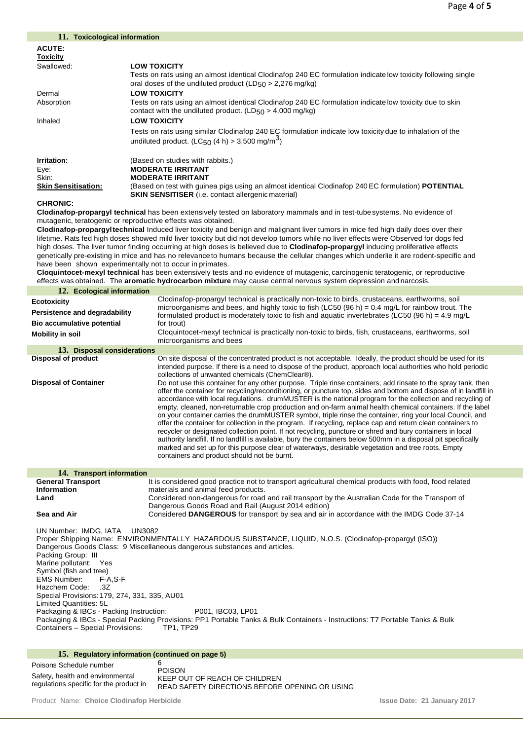## 11. Toxicological information

**ACUTE:**

**Toxicity**

| | |
|---|---|
| Swallowed: | **LOW TOXICITY** Tests on rats using an almost identical Clodinafop 240 EC formulation indicate low toxicity following single oral doses of the undiluted product ($LD_{50}$ > 2,276 mg/kg) |
| Dermal Absorption | **LOW TOXICITY** Tests on rats using an almost identical Clodinafop 240 EC formulation indicate low toxicity due to skin contact with the undiluted product. ($LD_{50}$ > 4,000 mg/kg) |
| Inhaled | **LOW TOXICITY** Tests on rats using similar Clodinafop 240 EC formulation indicate low toxicity due to inhalation of the undiluted product. ($LC_{50}$ (4 h) > 3,500 mg/$m^3$) |

| | |
|---|---|
| **Irritation:** | (Based on studies with rabbits.) |
| Eye: | **MODERATE IRRITANT** |
| Skin: | **MODERATE IRRITANT** |
| **Skin Sensitisation:** | (Based on test with guinea pigs using an almost identical Clodinafop 240 EC formulation) **POTENTIAL SKIN SENSITISER** (i.e. contact allergenic material) |

**CHRONIC:**

**Clodinafop-propargyl technical** has been extensively tested on laboratory mammals and in test-tube systems. No evidence of mutagenic, teratogenic or reproductive effects was obtained.

**Clodinafop-propargyl technical** Induced liver toxicity and benign and malignant liver tumors in mice fed high daily does over their lifetime. Rats fed high doses showed mild liver toxicity but did not develop tumors while no liver effects were Observed for dogs fed high doses. The liver tumor finding occurring at high doses is believed due to **Clodinafop-propargyl** inducing proliferative effects genetically pre-existing in mice and has no relevance to humans because the cellular changes which underlie it are rodent-specific and have been shown experimentally not to occur in primates.

**Cloquintocet-mexyl technical** has been extensively tests and no evidence of mutagenic, carcinogenic teratogenic, or reproductive effects was obtained. The **aromatic hydrocarbon mixture** may cause central nervous system depression and narcosis.

## 12. Ecological information

| | |
|---|---|
| **Ecotoxicity** | Clodinafop-propargyl technical is practically non-toxic to birds, crustaceans, earthworms, soil microorganisms and bees, and highly toxic to fish (LC50 (96 h) = 0.4 mg/L for rainbow trout. The formulated product is moderately toxic to fish and aquatic invertebrates (LC50 (96 h) = 4.9 mg/L for trout) |
| **Persistence and degradability** | |
| **Bio accumulative potential** | |
| **Mobility in soil** | Cloquintocet-mexyl technical is practically non-toxic to birds, fish, crustaceans, earthworms, soil microorganisms and bees |

## 13. Disposal considerations

| | |
|---|---|
| **Disposal of product** | On site disposal of the concentrated product is not acceptable. Ideally, the product should be used for its intended purpose. If there is a need to dispose of the product, approach local authorities who hold periodic collections of unwanted chemicals (ChemClear®). |
| **Disposal of Container** | Do not use this container for any other purpose. Triple rinse containers, add rinsate to the spray tank, then offer the container for recycling/reconditioning, or puncture top, sides and bottom and dispose of in landfill in accordance with local regulations. drumMUSTER is the national program for the collection and recycling of empty, cleaned, non-returnable crop production and on-farm animal health chemical containers. If the label on your container carries the drumMUSTER symbol, triple rinse the container, ring your local Council, and offer the container for collection in the program. If recycling, replace cap and return clean containers to recycler or designated collection point. If not recycling, puncture or shred and bury containers in local authority landfill. If no landfill is available, bury the containers below 500mm in a disposal pit specifically marked and set up for this purpose clear of waterways, desirable vegetation and tree roots. Empty containers and product should not be burnt. |

## 14. Transport information

| | |
|---|---|
| **General Transport Information** | It is considered good practice not to transport agricultural chemical products with food, food related materials and animal feed products. |
| **Land** | Considered non-dangerous for road and rail transport by the Australian Code for the Transport of Dangerous Goods Road and Rail (August 2014 edition) |
| **Sea and Air** | Considered **DANGEROUS** for transport by sea and air in accordance with the IMDG Code 37-14 |

UN Number: IMDG, IATA UN3082
Proper Shipping Name: ENVIRONMENTALLY HAZARDOUS SUBSTANCE, LIQUID, N.O.S. (Clodinafop-propargyl (ISO))
Dangerous Goods Class: 9 Miscellaneous dangerous substances and articles.
Packing Group: III
Marine pollutant: Yes
Symbol (fish and tree)
EMS Number: F-A,S-F
Hazchem Code: .3Z
Special Provisions: 179, 274, 331, 335, AU01
Limited Quantities: 5L
Packaging & IBCs - Packing Instruction: P001, IBC03, LP01
Packaging & IBCs - Special Packing Provisions: PP1 Portable Tanks & Bulk Containers - Instructions: T7 Portable Tanks & Bulk Containers – Special Provisions: TP1, TP29

## 15. Regulatory information (continued on page 5)

| | |
|---|---|
| Poisons Schedule number | 6 |
| Safety, health and environmental regulations specific for the product in | POISON<br>KEEP OUT OF REACH OF CHILDREN<br>READ SAFETY DIRECTIONS BEFORE OPENING OR USING |

Product Name: **Choice Clodinafop Herbicide** Issue Date: 21 January 2017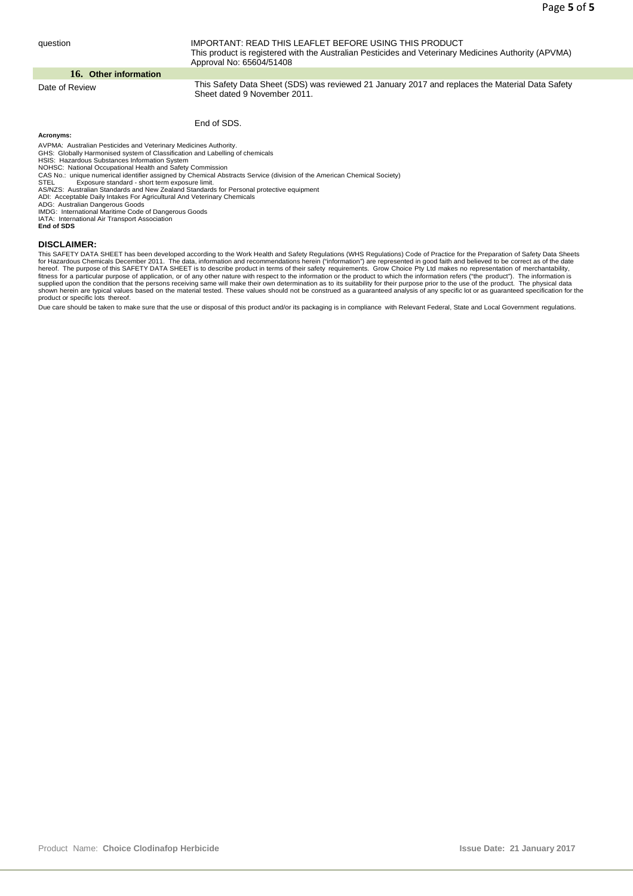| | |
|---|---|
| question | IMPORTANT: READ THIS LEAFLET BEFORE USING THIS PRODUCT<br>This product is registered with the Australian Pesticides and Veterinary Medicines Authority (APVMA) Approval No: 65604/51408 |

## 16. Other information

| | |
|---|---|
| Date of Review | This Safety Data Sheet (SDS) was reviewed 21 January 2017 and replaces the Material Data Safety Sheet dated 9 November 2011. |

End of SDS.

**Acronyms:**

AVPMA: Australian Pesticides and Veterinary Medicines Authority.
GHS: Globally Harmonised system of Classification and Labelling of chemicals
HSIS: Hazardous Substances Information System
NOHSC: National Occupational Health and Safety Commission
CAS No.: unique numerical identifier assigned by Chemical Abstracts Service (division of the American Chemical Society)
STEL Exposure standard - short term exposure limit.
AS/NZS: Australian Standards and New Zealand Standards for Personal protective equipment
ADI: Acceptable Daily Intakes For Agricultural And Veterinary Chemicals
ADG: Australian Dangerous Goods
IMDG: International Maritime Code of Dangerous Goods
IATA: International Air Transport Association
**End of SDS**

**DISCLAIMER:**

This SAFETY DATA SHEET has been developed according to the Work Health and Safety Regulations (WHS Regulations) Code of Practice for the Preparation of Safety Data Sheets for Hazardous Chemicals December 2011. The data, information and recommendations herein ("information") are represented in good faith and believed to be correct as of the date hereof. The purpose of this SAFETY DATA SHEET is to describe product in terms of their safety requirements. Grow Choice Pty Ltd makes no representation of merchantability, fitness for a particular purpose of application, or of any other nature with respect to the information or the product to which the information refers ("the product"). The information is supplied upon the condition that the persons receiving same will make their own determination as to its suitability for their purpose prior to the use of the product. The physical data shown herein are typical values based on the material tested. These values should not be construed as a guaranteed analysis of any specific lot or as guaranteed specification for the product or specific lots thereof.

Due care should be taken to make sure that the use or disposal of this product and/or its packaging is in compliance with Relevant Federal, State and Local Government regulations.

Product Name: **Choice Clodinafop Herbicide** **Issue Date: 21 January 2017**